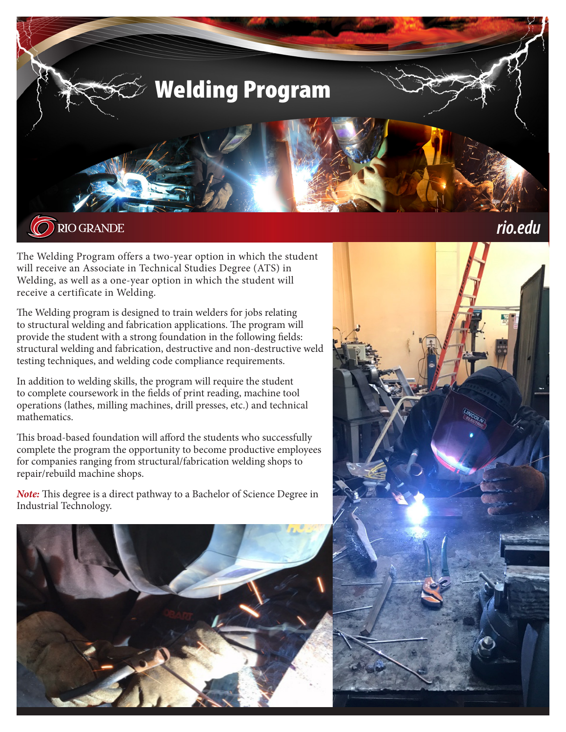# Welding Program

RIO GRANDE

*rio.edu*

The Welding Program offers a two-year option in which the student will receive an Associate in Technical Studies Degree (ATS) in Welding, as well as a one-year option in which the student will receive a certificate in Welding.

The Welding program is designed to train welders for jobs relating to structural welding and fabrication applications. The program will provide the student with a strong foundation in the following fields: structural welding and fabrication, destructive and non-destructive weld testing techniques, and welding code compliance requirements.

In addition to welding skills, the program will require the student to complete coursework in the fields of print reading, machine tool operations (lathes, milling machines, drill presses, etc.) and technical mathematics.

This broad-based foundation will afford the students who successfully complete the program the opportunity to become productive employees for companies ranging from structural/fabrication welding shops to repair/rebuild machine shops.

***Note:*** This degree is a direct pathway to a Bachelor of Science Degree in Industrial Technology.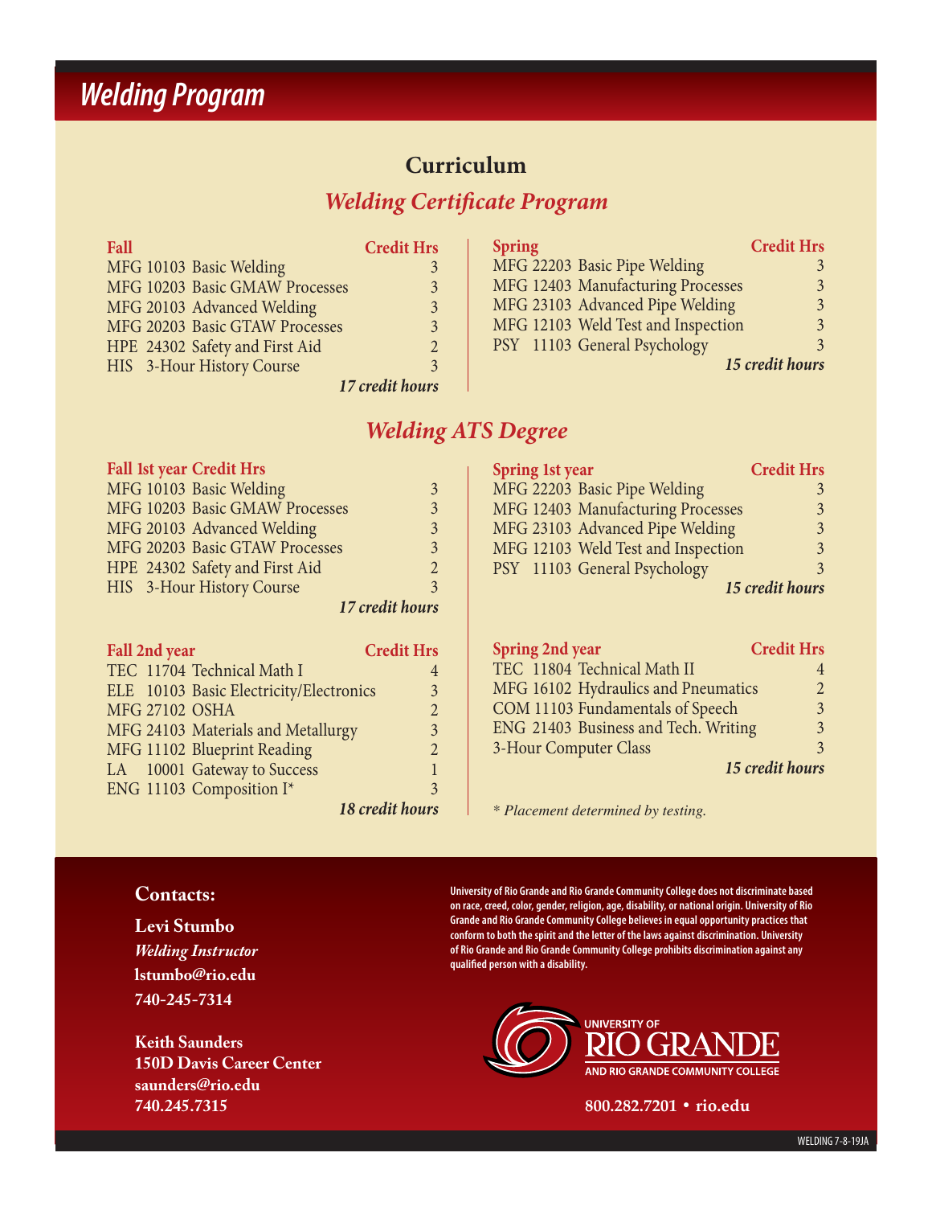# Welding Program

## Curriculum

### Welding Certificate Program

| Fall | Credit Hrs |
|---|---|
| MFG 10103 Basic Welding | 3 |
| MFG 10203 Basic GMAW Processes | 3 |
| MFG 20103 Advanced Welding | 3 |
| MFG 20203 Basic GTAW Processes | 3 |
| HPE 24302 Safety and First Aid | 2 |
| HIS 3-Hour History Course | 3 |
| | ***17 credit hours*** |

| Spring | Credit Hrs |
|---|---|
| MFG 22203 Basic Pipe Welding | 3 |
| MFG 12403 Manufacturing Processes | 3 |
| MFG 23103 Advanced Pipe Welding | 3 |
| MFG 12103 Weld Test and Inspection | 3 |
| PSY 11103 General Psychology | 3 |
| | ***15 credit hours*** |

### Welding ATS Degree

| Fall 1st year | Credit Hrs |
|---|---|
| MFG 10103 Basic Welding | 3 |
| MFG 10203 Basic GMAW Processes | 3 |
| MFG 20103 Advanced Welding | 3 |
| MFG 20203 Basic GTAW Processes | 3 |
| HPE 24302 Safety and First Aid | 2 |
| HIS 3-Hour History Course | 3 |
| | ***17 credit hours*** |

| Spring 1st year | Credit Hrs |
|---|---|
| MFG 22203 Basic Pipe Welding | 3 |
| MFG 12403 Manufacturing Processes | 3 |
| MFG 23103 Advanced Pipe Welding | 3 |
| MFG 12103 Weld Test and Inspection | 3 |
| PSY 11103 General Psychology | 3 |
| | ***15 credit hours*** |

| Fall 2nd year | Credit Hrs |
|---|---|
| TEC 11704 Technical Math I | 4 |
| ELE 10103 Basic Electricity/Electronics | 3 |
| MFG 27102 OSHA | 2 |
| MFG 24103 Materials and Metallurgy | 3 |
| MFG 11102 Blueprint Reading | 2 |
| LA 10001 Gateway to Success | 1 |
| ENG 11103 Composition I* | 3 |
| | ***18 credit hours*** |

| Spring 2nd year | Credit Hrs |
|---|---|
| TEC 11804 Technical Math II | 4 |
| MFG 16102 Hydraulics and Pneumatics | 2 |
| COM 11103 Fundamentals of Speech | 3 |
| ENG 21403 Business and Tech. Writing | 3 |
| 3-Hour Computer Class | 3 |
| | ***15 credit hours*** |

*\* Placement determined by testing.*

**Contacts:**

**Levi Stumbo**
***Welding Instructor***
**lstumbo@rio.edu**
**740-245-7314**

**Keith Saunders**
**150D Davis Career Center**
**saunders@rio.edu**
**740.245.7315**

**University of Rio Grande and Rio Grande Community College does not discriminate based on race, creed, color, gender, religion, age, disability, or national origin. University of Rio Grande and Rio Grande Community College believes in equal opportunity practices that conform to both the spirit and the letter of the laws against discrimination. University of Rio Grande and Rio Grande Community College prohibits discrimination against any qualified person with a disability.**

UNIVERSITY OF RIO GRANDE AND RIO GRANDE COMMUNITY COLLEGE

**800.282.7201 • rio.edu**

WELDING 7-8-19JA